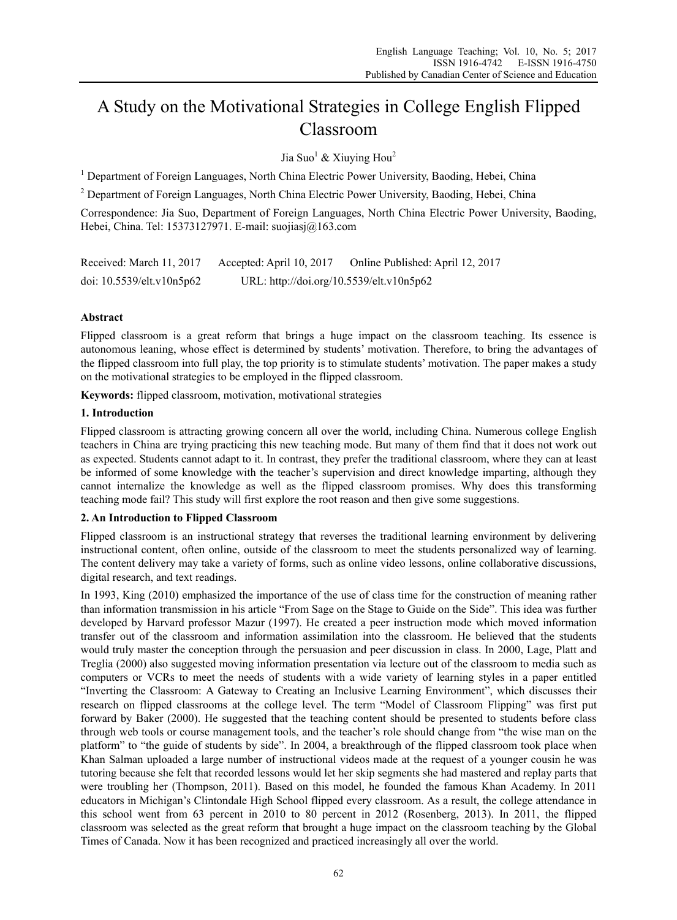# A Study on the Motivational Strategies in College English Flipped Classroom

Jia Suo[1] & Xiuying Hou[2]

[1] Department of Foreign Languages, North China Electric Power University, Baoding, Hebei, China

[2] Department of Foreign Languages, North China Electric Power University, Baoding, Hebei, China

Correspondence: Jia Suo, Department of Foreign Languages, North China Electric Power University, Baoding, Hebei, China. Tel: 15373127971. E-mail: suojiasj@163.com

Received: March 11, 2017 Accepted: April 10, 2017 Online Published: April 12, 2017

doi: 10.5539/elt.v10n5p62 URL: http://doi.org/10.5539/elt.v10n5p62

**Abstract**

Flipped classroom is a great reform that brings a huge impact on the classroom teaching. Its essence is autonomous leaning, whose effect is determined by students' motivation. Therefore, to bring the advantages of the flipped classroom into full play, the top priority is to stimulate students' motivation. The paper makes a study on the motivational strategies to be employed in the flipped classroom.

**Keywords:** flipped classroom, motivation, motivational strategies

## 1. Introduction

Flipped classroom is attracting growing concern all over the world, including China. Numerous college English teachers in China are trying practicing this new teaching mode. But many of them find that it does not work out as expected. Students cannot adapt to it. In contrast, they prefer the traditional classroom, where they can at least be informed of some knowledge with the teacher's supervision and direct knowledge imparting, although they cannot internalize the knowledge as well as the flipped classroom promises. Why does this transforming teaching mode fail? This study will first explore the root reason and then give some suggestions.

## 2. An Introduction to Flipped Classroom

Flipped classroom is an instructional strategy that reverses the traditional learning environment by delivering instructional content, often online, outside of the classroom to meet the students personalized way of learning. The content delivery may take a variety of forms, such as online video lessons, online collaborative discussions, digital research, and text readings.

In 1993, King (2010) emphasized the importance of the use of class time for the construction of meaning rather than information transmission in his article "From Sage on the Stage to Guide on the Side". This idea was further developed by Harvard professor Mazur (1997). He created a peer instruction mode which moved information transfer out of the classroom and information assimilation into the classroom. He believed that the students would truly master the conception through the persuasion and peer discussion in class. In 2000, Lage, Platt and Treglia (2000) also suggested moving information presentation via lecture out of the classroom to media such as computers or VCRs to meet the needs of students with a wide variety of learning styles in a paper entitled "Inverting the Classroom: A Gateway to Creating an Inclusive Learning Environment", which discusses their research on flipped classrooms at the college level. The term "Model of Classroom Flipping" was first put forward by Baker (2000). He suggested that the teaching content should be presented to students before class through web tools or course management tools, and the teacher's role should change from "the wise man on the platform" to "the guide of students by side". In 2004, a breakthrough of the flipped classroom took place when Khan Salman uploaded a large number of instructional videos made at the request of a younger cousin he was tutoring because she felt that recorded lessons would let her skip segments she had mastered and replay parts that were troubling her (Thompson, 2011). Based on this model, he founded the famous Khan Academy. In 2011 educators in Michigan's Clintondale High School flipped every classroom. As a result, the college attendance in this school went from 63 percent in 2010 to 80 percent in 2012 (Rosenberg, 2013). In 2011, the flipped classroom was selected as the great reform that brought a huge impact on the classroom teaching by the Global Times of Canada. Now it has been recognized and practiced increasingly all over the world.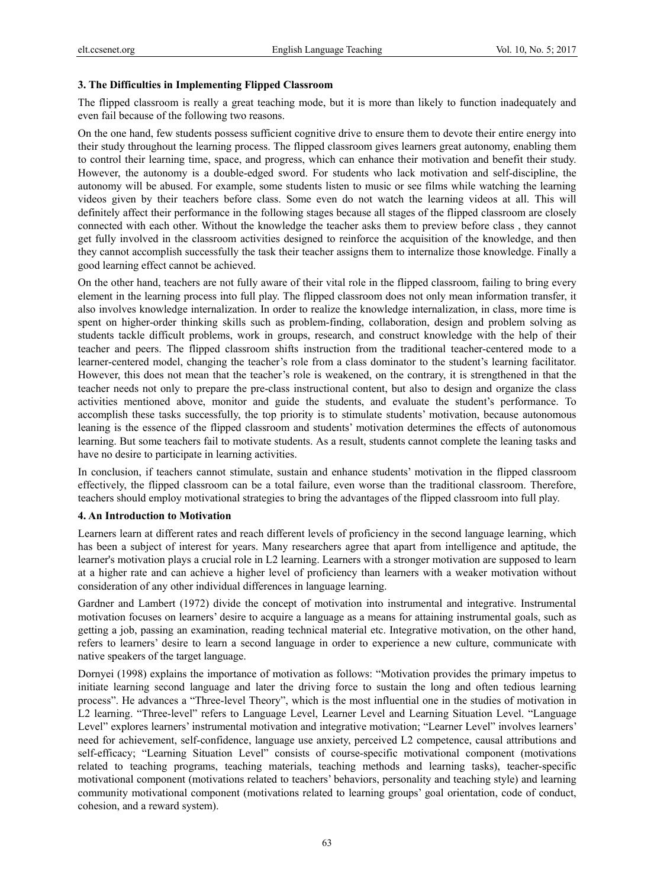### 3. The Difficulties in Implementing Flipped Classroom

The flipped classroom is really a great teaching mode, but it is more than likely to function inadequately and even fail because of the following two reasons.

On the one hand, few students possess sufficient cognitive drive to ensure them to devote their entire energy into their study throughout the learning process. The flipped classroom gives learners great autonomy, enabling them to control their learning time, space, and progress, which can enhance their motivation and benefit their study. However, the autonomy is a double-edged sword. For students who lack motivation and self-discipline, the autonomy will be abused. For example, some students listen to music or see films while watching the learning videos given by their teachers before class. Some even do not watch the learning videos at all. This will definitely affect their performance in the following stages because all stages of the flipped classroom are closely connected with each other. Without the knowledge the teacher asks them to preview before class , they cannot get fully involved in the classroom activities designed to reinforce the acquisition of the knowledge, and then they cannot accomplish successfully the task their teacher assigns them to internalize those knowledge. Finally a good learning effect cannot be achieved.

On the other hand, teachers are not fully aware of their vital role in the flipped classroom, failing to bring every element in the learning process into full play. The flipped classroom does not only mean information transfer, it also involves knowledge internalization. In order to realize the knowledge internalization, in class, more time is spent on higher-order thinking skills such as problem-finding, collaboration, design and problem solving as students tackle difficult problems, work in groups, research, and construct knowledge with the help of their teacher and peers. The flipped classroom shifts instruction from the traditional teacher-centered mode to a learner-centered model, changing the teacher's role from a class dominator to the student's learning facilitator. However, this does not mean that the teacher's role is weakened, on the contrary, it is strengthened in that the teacher needs not only to prepare the pre-class instructional content, but also to design and organize the class activities mentioned above, monitor and guide the students, and evaluate the student's performance. To accomplish these tasks successfully, the top priority is to stimulate students' motivation, because autonomous leaning is the essence of the flipped classroom and students' motivation determines the effects of autonomous learning. But some teachers fail to motivate students. As a result, students cannot complete the leaning tasks and have no desire to participate in learning activities.

In conclusion, if teachers cannot stimulate, sustain and enhance students' motivation in the flipped classroom effectively, the flipped classroom can be a total failure, even worse than the traditional classroom. Therefore, teachers should employ motivational strategies to bring the advantages of the flipped classroom into full play.

### 4. An Introduction to Motivation

Learners learn at different rates and reach different levels of proficiency in the second language learning, which has been a subject of interest for years. Many researchers agree that apart from intelligence and aptitude, the learner's motivation plays a crucial role in L2 learning. Learners with a stronger motivation are supposed to learn at a higher rate and can achieve a higher level of proficiency than learners with a weaker motivation without consideration of any other individual differences in language learning.

Gardner and Lambert (1972) divide the concept of motivation into instrumental and integrative. Instrumental motivation focuses on learners' desire to acquire a language as a means for attaining instrumental goals, such as getting a job, passing an examination, reading technical material etc. Integrative motivation, on the other hand, refers to learners' desire to learn a second language in order to experience a new culture, communicate with native speakers of the target language.

Dornyei (1998) explains the importance of motivation as follows: "Motivation provides the primary impetus to initiate learning second language and later the driving force to sustain the long and often tedious learning process". He advances a "Three-level Theory", which is the most influential one in the studies of motivation in L2 learning. "Three-level" refers to Language Level, Learner Level and Learning Situation Level. "Language Level" explores learners' instrumental motivation and integrative motivation; "Learner Level" involves learners' need for achievement, self-confidence, language use anxiety, perceived L2 competence, causal attributions and self-efficacy; "Learning Situation Level" consists of course-specific motivational component (motivations related to teaching programs, teaching materials, teaching methods and learning tasks), teacher-specific motivational component (motivations related to teachers' behaviors, personality and teaching style) and learning community motivational component (motivations related to learning groups' goal orientation, code of conduct, cohesion, and a reward system).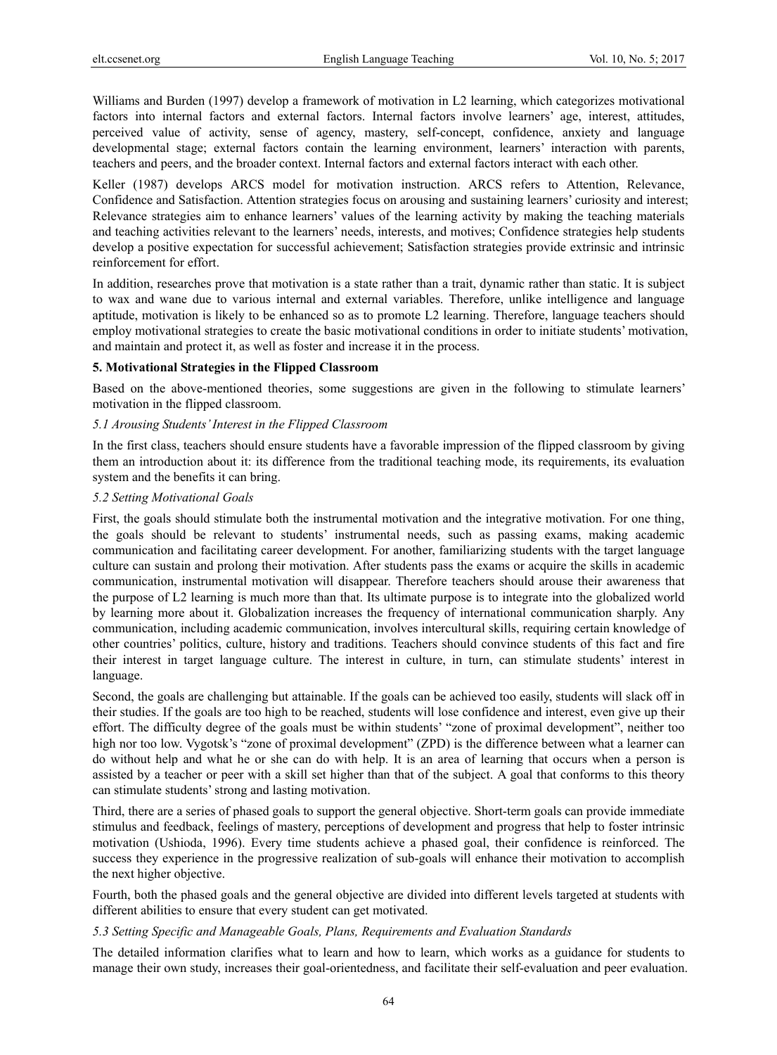Williams and Burden (1997) develop a framework of motivation in L2 learning, which categorizes motivational factors into internal factors and external factors. Internal factors involve learners' age, interest, attitudes, perceived value of activity, sense of agency, mastery, self-concept, confidence, anxiety and language developmental stage; external factors contain the learning environment, learners' interaction with parents, teachers and peers, and the broader context. Internal factors and external factors interact with each other.

Keller (1987) develops ARCS model for motivation instruction. ARCS refers to Attention, Relevance, Confidence and Satisfaction. Attention strategies focus on arousing and sustaining learners' curiosity and interest; Relevance strategies aim to enhance learners' values of the learning activity by making the teaching materials and teaching activities relevant to the learners' needs, interests, and motives; Confidence strategies help students develop a positive expectation for successful achievement; Satisfaction strategies provide extrinsic and intrinsic reinforcement for effort.

In addition, researches prove that motivation is a state rather than a trait, dynamic rather than static. It is subject to wax and wane due to various internal and external variables. Therefore, unlike intelligence and language aptitude, motivation is likely to be enhanced so as to promote L2 learning. Therefore, language teachers should employ motivational strategies to create the basic motivational conditions in order to initiate students' motivation, and maintain and protect it, as well as foster and increase it in the process.

## 5. Motivational Strategies in the Flipped Classroom

Based on the above-mentioned theories, some suggestions are given in the following to stimulate learners' motivation in the flipped classroom.

### *5.1 Arousing Students' Interest in the Flipped Classroom*

In the first class, teachers should ensure students have a favorable impression of the flipped classroom by giving them an introduction about it: its difference from the traditional teaching mode, its requirements, its evaluation system and the benefits it can bring.

### *5.2 Setting Motivational Goals*

First, the goals should stimulate both the instrumental motivation and the integrative motivation. For one thing, the goals should be relevant to students' instrumental needs, such as passing exams, making academic communication and facilitating career development. For another, familiarizing students with the target language culture can sustain and prolong their motivation. After students pass the exams or acquire the skills in academic communication, instrumental motivation will disappear. Therefore teachers should arouse their awareness that the purpose of L2 learning is much more than that. Its ultimate purpose is to integrate into the globalized world by learning more about it. Globalization increases the frequency of international communication sharply. Any communication, including academic communication, involves intercultural skills, requiring certain knowledge of other countries' politics, culture, history and traditions. Teachers should convince students of this fact and fire their interest in target language culture. The interest in culture, in turn, can stimulate students' interest in language.

Second, the goals are challenging but attainable. If the goals can be achieved too easily, students will slack off in their studies. If the goals are too high to be reached, students will lose confidence and interest, even give up their effort. The difficulty degree of the goals must be within students' "zone of proximal development", neither too high nor too low. Vygotsk's "zone of proximal development" (ZPD) is the difference between what a learner can do without help and what he or she can do with help. It is an area of learning that occurs when a person is assisted by a teacher or peer with a skill set higher than that of the subject. A goal that conforms to this theory can stimulate students' strong and lasting motivation.

Third, there are a series of phased goals to support the general objective. Short-term goals can provide immediate stimulus and feedback, feelings of mastery, perceptions of development and progress that help to foster intrinsic motivation (Ushioda, 1996). Every time students achieve a phased goal, their confidence is reinforced. The success they experience in the progressive realization of sub-goals will enhance their motivation to accomplish the next higher objective.

Fourth, both the phased goals and the general objective are divided into different levels targeted at students with different abilities to ensure that every student can get motivated.

### *5.3 Setting Specific and Manageable Goals, Plans, Requirements and Evaluation Standards*

The detailed information clarifies what to learn and how to learn, which works as a guidance for students to manage their own study, increases their goal-orientedness, and facilitate their self-evaluation and peer evaluation.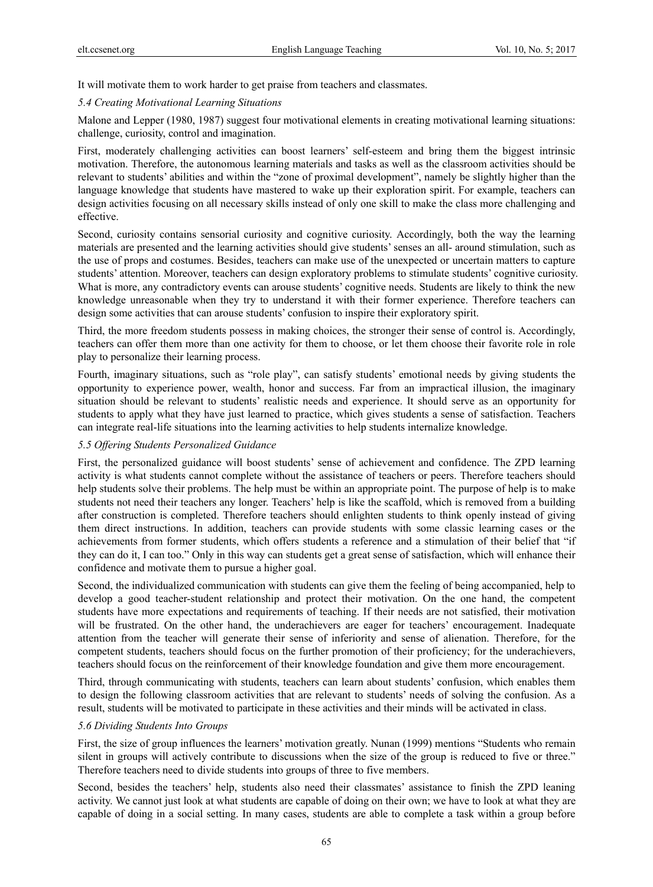It will motivate them to work harder to get praise from teachers and classmates.

### *5.4 Creating Motivational Learning Situations*

Malone and Lepper (1980, 1987) suggest four motivational elements in creating motivational learning situations: challenge, curiosity, control and imagination.

First, moderately challenging activities can boost learners' self-esteem and bring them the biggest intrinsic motivation. Therefore, the autonomous learning materials and tasks as well as the classroom activities should be relevant to students' abilities and within the "zone of proximal development", namely be slightly higher than the language knowledge that students have mastered to wake up their exploration spirit. For example, teachers can design activities focusing on all necessary skills instead of only one skill to make the class more challenging and effective.

Second, curiosity contains sensorial curiosity and cognitive curiosity. Accordingly, both the way the learning materials are presented and the learning activities should give students' senses an all- around stimulation, such as the use of props and costumes. Besides, teachers can make use of the unexpected or uncertain matters to capture students' attention. Moreover, teachers can design exploratory problems to stimulate students' cognitive curiosity. What is more, any contradictory events can arouse students' cognitive needs. Students are likely to think the new knowledge unreasonable when they try to understand it with their former experience. Therefore teachers can design some activities that can arouse students' confusion to inspire their exploratory spirit.

Third, the more freedom students possess in making choices, the stronger their sense of control is. Accordingly, teachers can offer them more than one activity for them to choose, or let them choose their favorite role in role play to personalize their learning process.

Fourth, imaginary situations, such as "role play", can satisfy students' emotional needs by giving students the opportunity to experience power, wealth, honor and success. Far from an impractical illusion, the imaginary situation should be relevant to students' realistic needs and experience. It should serve as an opportunity for students to apply what they have just learned to practice, which gives students a sense of satisfaction. Teachers can integrate real-life situations into the learning activities to help students internalize knowledge.

### *5.5 Offering Students Personalized Guidance*

First, the personalized guidance will boost students' sense of achievement and confidence. The ZPD learning activity is what students cannot complete without the assistance of teachers or peers. Therefore teachers should help students solve their problems. The help must be within an appropriate point. The purpose of help is to make students not need their teachers any longer. Teachers' help is like the scaffold, which is removed from a building after construction is completed. Therefore teachers should enlighten students to think openly instead of giving them direct instructions. In addition, teachers can provide students with some classic learning cases or the achievements from former students, which offers students a reference and a stimulation of their belief that "if they can do it, I can too." Only in this way can students get a great sense of satisfaction, which will enhance their confidence and motivate them to pursue a higher goal.

Second, the individualized communication with students can give them the feeling of being accompanied, help to develop a good teacher-student relationship and protect their motivation. On the one hand, the competent students have more expectations and requirements of teaching. If their needs are not satisfied, their motivation will be frustrated. On the other hand, the underachievers are eager for teachers' encouragement. Inadequate attention from the teacher will generate their sense of inferiority and sense of alienation. Therefore, for the competent students, teachers should focus on the further promotion of their proficiency; for the underachievers, teachers should focus on the reinforcement of their knowledge foundation and give them more encouragement.

Third, through communicating with students, teachers can learn about students' confusion, which enables them to design the following classroom activities that are relevant to students' needs of solving the confusion. As a result, students will be motivated to participate in these activities and their minds will be activated in class.

### *5.6 Dividing Students Into Groups*

First, the size of group influences the learners' motivation greatly. Nunan (1999) mentions "Students who remain silent in groups will actively contribute to discussions when the size of the group is reduced to five or three." Therefore teachers need to divide students into groups of three to five members.

Second, besides the teachers' help, students also need their classmates' assistance to finish the ZPD leaning activity. We cannot just look at what students are capable of doing on their own; we have to look at what they are capable of doing in a social setting. In many cases, students are able to complete a task within a group before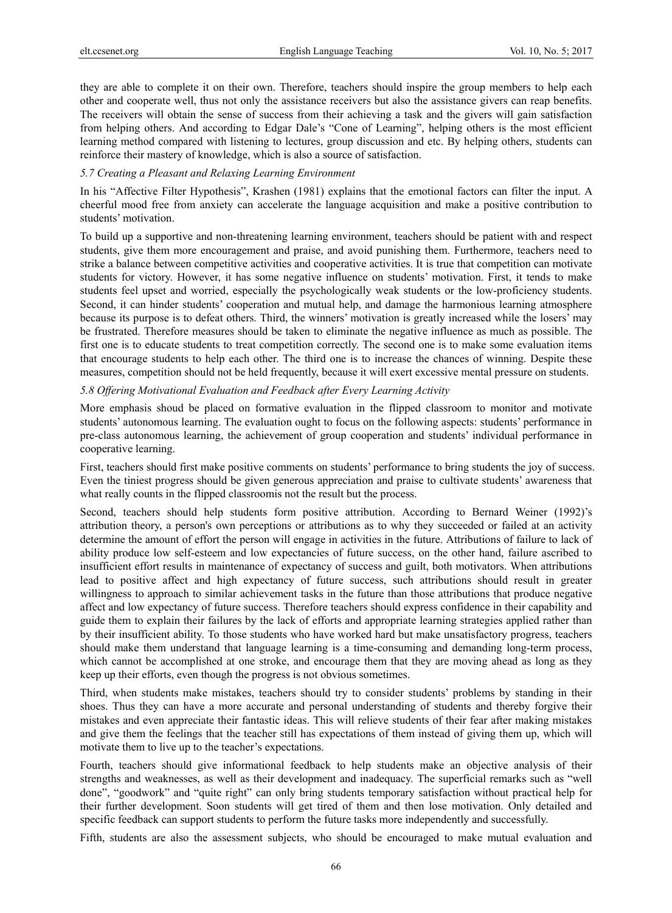they are able to complete it on their own. Therefore, teachers should inspire the group members to help each other and cooperate well, thus not only the assistance receivers but also the assistance givers can reap benefits. The receivers will obtain the sense of success from their achieving a task and the givers will gain satisfaction from helping others. And according to Edgar Dale's "Cone of Learning", helping others is the most efficient learning method compared with listening to lectures, group discussion and etc. By helping others, students can reinforce their mastery of knowledge, which is also a source of satisfaction.

### *5.7 Creating a Pleasant and Relaxing Learning Environment*

In his "Affective Filter Hypothesis", Krashen (1981) explains that the emotional factors can filter the input. A cheerful mood free from anxiety can accelerate the language acquisition and make a positive contribution to students' motivation.

To build up a supportive and non-threatening learning environment, teachers should be patient with and respect students, give them more encouragement and praise, and avoid punishing them. Furthermore, teachers need to strike a balance between competitive activities and cooperative activities. It is true that competition can motivate students for victory. However, it has some negative influence on students' motivation. First, it tends to make students feel upset and worried, especially the psychologically weak students or the low-proficiency students. Second, it can hinder students' cooperation and mutual help, and damage the harmonious learning atmosphere because its purpose is to defeat others. Third, the winners' motivation is greatly increased while the losers' may be frustrated. Therefore measures should be taken to eliminate the negative influence as much as possible. The first one is to educate students to treat competition correctly. The second one is to make some evaluation items that encourage students to help each other. The third one is to increase the chances of winning. Despite these measures, competition should not be held frequently, because it will exert excessive mental pressure on students.

### *5.8 Offering Motivational Evaluation and Feedback after Every Learning Activity*

More emphasis shoud be placed on formative evaluation in the flipped classroom to monitor and motivate students' autonomous learning. The evaluation ought to focus on the following aspects: students' performance in pre-class autonomous learning, the achievement of group cooperation and students' individual performance in cooperative learning.

First, teachers should first make positive comments on students' performance to bring students the joy of success. Even the tiniest progress should be given generous appreciation and praise to cultivate students' awareness that what really counts in the flipped classroomis not the result but the process.

Second, teachers should help students form positive attribution. According to Bernard Weiner (1992)'s attribution theory, a person's own perceptions or attributions as to why they succeeded or failed at an activity determine the amount of effort the person will engage in activities in the future. Attributions of failure to lack of ability produce low self-esteem and low expectancies of future success, on the other hand, failure ascribed to insufficient effort results in maintenance of expectancy of success and guilt, both motivators. When attributions lead to positive affect and high expectancy of future success, such attributions should result in greater willingness to approach to similar achievement tasks in the future than those attributions that produce negative affect and low expectancy of future success. Therefore teachers should express confidence in their capability and guide them to explain their failures by the lack of efforts and appropriate learning strategies applied rather than by their insufficient ability. To those students who have worked hard but make unsatisfactory progress, teachers should make them understand that language learning is a time-consuming and demanding long-term process, which cannot be accomplished at one stroke, and encourage them that they are moving ahead as long as they keep up their efforts, even though the progress is not obvious sometimes.

Third, when students make mistakes, teachers should try to consider students' problems by standing in their shoes. Thus they can have a more accurate and personal understanding of students and thereby forgive their mistakes and even appreciate their fantastic ideas. This will relieve students of their fear after making mistakes and give them the feelings that the teacher still has expectations of them instead of giving them up, which will motivate them to live up to the teacher's expectations.

Fourth, teachers should give informational feedback to help students make an objective analysis of their strengths and weaknesses, as well as their development and inadequacy. The superficial remarks such as "well done", "goodwork" and "quite right" can only bring students temporary satisfaction without practical help for their further development. Soon students will get tired of them and then lose motivation. Only detailed and specific feedback can support students to perform the future tasks more independently and successfully.

Fifth, students are also the assessment subjects, who should be encouraged to make mutual evaluation and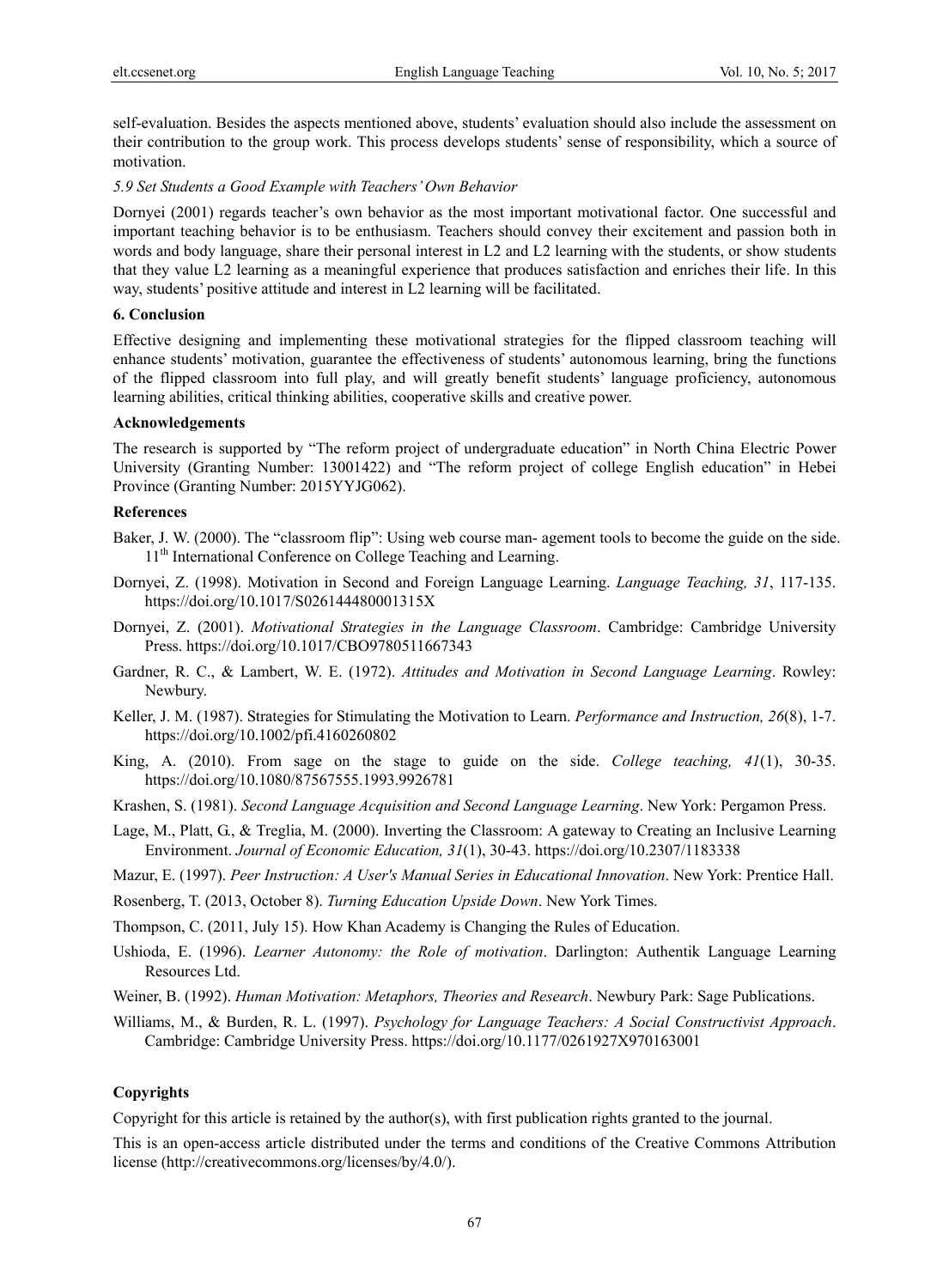self-evaluation. Besides the aspects mentioned above, students' evaluation should also include the assessment on their contribution to the group work. This process develops students' sense of responsibility, which a source of motivation.

*5.9 Set Students a Good Example with Teachers' Own Behavior*

Dornyei (2001) regards teacher's own behavior as the most important motivational factor. One successful and important teaching behavior is to be enthusiasm. Teachers should convey their excitement and passion both in words and body language, share their personal interest in L2 and L2 learning with the students, or show students that they value L2 learning as a meaningful experience that produces satisfaction and enriches their life. In this way, students' positive attitude and interest in L2 learning will be facilitated.

## 6. Conclusion

Effective designing and implementing these motivational strategies for the flipped classroom teaching will enhance students' motivation, guarantee the effectiveness of students' autonomous learning, bring the functions of the flipped classroom into full play, and will greatly benefit students' language proficiency, autonomous learning abilities, critical thinking abilities, cooperative skills and creative power.

## Acknowledgements

The research is supported by "The reform project of undergraduate education" in North China Electric Power University (Granting Number: 13001422) and "The reform project of college English education" in Hebei Province (Granting Number: 2015YYJG062).

## References

Baker, J. W. (2000). The "classroom flip": Using web course man- agement tools to become the guide on the side. 11th International Conference on College Teaching and Learning.

Dornyei, Z. (1998). Motivation in Second and Foreign Language Learning. *Language Teaching, 31*, 117-135. https://doi.org/10.1017/S026144480001315X

Dornyei, Z. (2001). *Motivational Strategies in the Language Classroom*. Cambridge: Cambridge University Press. https://doi.org/10.1017/CBO9780511667343

Gardner, R. C., & Lambert, W. E. (1972). *Attitudes and Motivation in Second Language Learning*. Rowley: Newbury.

Keller, J. M. (1987). Strategies for Stimulating the Motivation to Learn. *Performance and Instruction, 26*(8), 1-7. https://doi.org/10.1002/pfi.4160260802

King, A. (2010). From sage on the stage to guide on the side. *College teaching, 41*(1), 30-35. https://doi.org/10.1080/87567555.1993.9926781

Krashen, S. (1981). *Second Language Acquisition and Second Language Learning*. New York: Pergamon Press.

Lage, M., Platt, G., & Treglia, M. (2000). Inverting the Classroom: A gateway to Creating an Inclusive Learning Environment. *Journal of Economic Education, 31*(1), 30-43. https://doi.org/10.2307/1183338

Mazur, E. (1997). *Peer Instruction: A User's Manual Series in Educational Innovation*. New York: Prentice Hall.

Rosenberg, T. (2013, October 8). *Turning Education Upside Down*. New York Times.

Thompson, C. (2011, July 15). How Khan Academy is Changing the Rules of Education.

Ushioda, E. (1996). *Learner Autonomy: the Role of motivation*. Darlington: Authentik Language Learning Resources Ltd.

Weiner, B. (1992). *Human Motivation: Metaphors, Theories and Research*. Newbury Park: Sage Publications.

Williams, M., & Burden, R. L. (1997). *Psychology for Language Teachers: A Social Constructivist Approach*. Cambridge: Cambridge University Press. https://doi.org/10.1177/0261927X970163001

## Copyrights

Copyright for this article is retained by the author(s), with first publication rights granted to the journal.

This is an open-access article distributed under the terms and conditions of the Creative Commons Attribution license (http://creativecommons.org/licenses/by/4.0/).